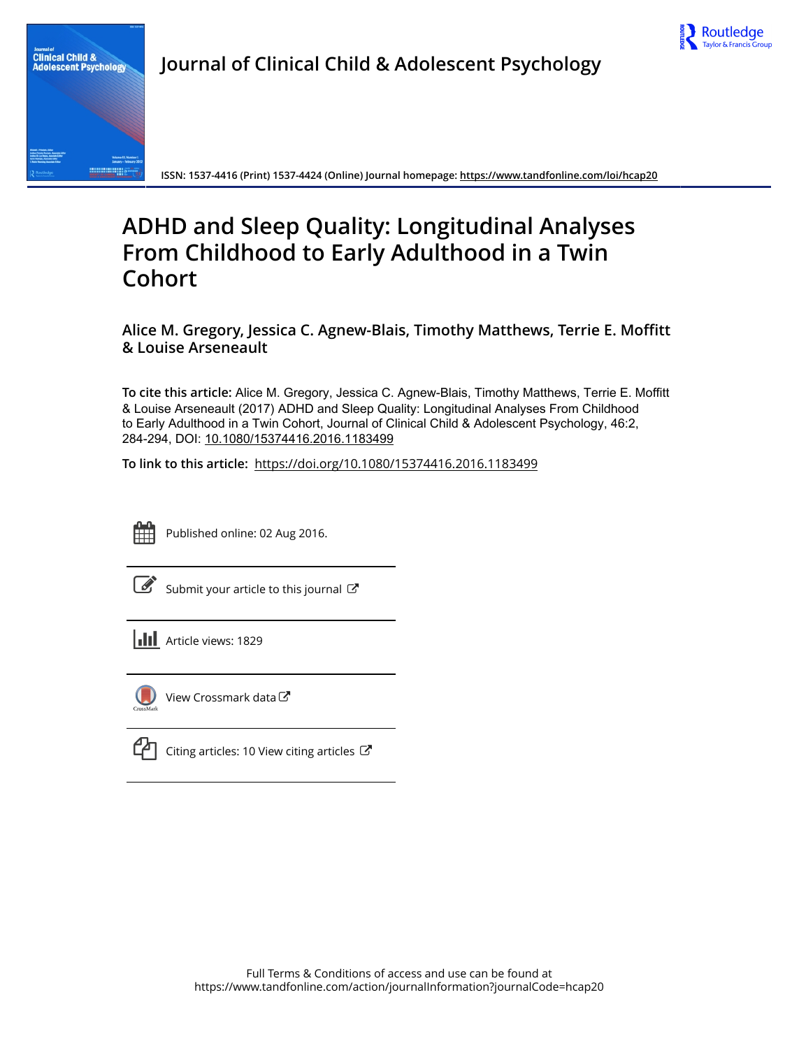# Journal of Clinical Child & Adolescent Psychology

ISSN: 1537-4416 (Print) 1537-4424 (Online) Journal homepage: https://www.tandfonline.com/loi/hcap20

# ADHD and Sleep Quality: Longitudinal Analyses From Childhood to Early Adulthood in a Twin Cohort

**Alice M. Gregory, Jessica C. Agnew-Blais, Timothy Matthews, Terrie E. Moffitt & Louise Arseneault**

**To cite this article:** Alice M. Gregory, Jessica C. Agnew-Blais, Timothy Matthews, Terrie E. Moffitt & Louise Arseneault (2017) ADHD and Sleep Quality: Longitudinal Analyses From Childhood to Early Adulthood in a Twin Cohort, Journal of Clinical Child & Adolescent Psychology, 46:2, 284-294, DOI: 10.1080/15374416.2016.1183499

**To link to this article:** https://doi.org/10.1080/15374416.2016.1183499

Published online: 02 Aug 2016.

Submit your article to this journal

Article views: 1829

View Crossmark data

Citing articles: 10 View citing articles

Full Terms & Conditions of access and use can be found at
https://www.tandfonline.com/action/journalInformation?journalCode=hcap20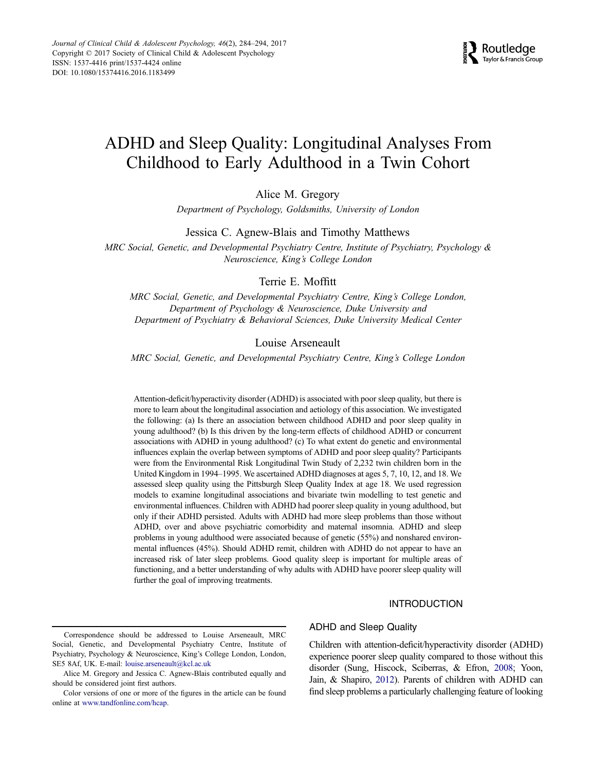# ADHD and Sleep Quality: Longitudinal Analyses From Childhood to Early Adulthood in a Twin Cohort

Alice M. Gregory

*Department of Psychology, Goldsmiths, University of London*

Jessica C. Agnew-Blais and Timothy Matthews

*MRC Social, Genetic, and Developmental Psychiatry Centre, Institute of Psychiatry, Psychology & Neuroscience, King's College London*

Terrie E. Moffitt

*MRC Social, Genetic, and Developmental Psychiatry Centre, King's College London, Department of Psychology & Neuroscience, Duke University and Department of Psychiatry & Behavioral Sciences, Duke University Medical Center*

Louise Arseneault

*MRC Social, Genetic, and Developmental Psychiatry Centre, King's College London*

Attention-deficit/hyperactivity disorder (ADHD) is associated with poor sleep quality, but there is more to learn about the longitudinal association and aetiology of this association. We investigated the following: (a) Is there an association between childhood ADHD and poor sleep quality in young adulthood? (b) Is this driven by the long-term effects of childhood ADHD or concurrent associations with ADHD in young adulthood? (c) To what extent do genetic and environmental influences explain the overlap between symptoms of ADHD and poor sleep quality? Participants were from the Environmental Risk Longitudinal Twin Study of 2,232 twin children born in the United Kingdom in 1994–1995. We ascertained ADHD diagnoses at ages 5, 7, 10, 12, and 18. We assessed sleep quality using the Pittsburgh Sleep Quality Index at age 18. We used regression models to examine longitudinal associations and bivariate twin modelling to test genetic and environmental influences. Children with ADHD had poorer sleep quality in young adulthood, but only if their ADHD persisted. Adults with ADHD had more sleep problems than those without ADHD, over and above psychiatric comorbidity and maternal insomnia. ADHD and sleep problems in young adulthood were associated because of genetic (55%) and nonshared environmental influences (45%). Should ADHD remit, children with ADHD do not appear to have an increased risk of later sleep problems. Good quality sleep is important for multiple areas of functioning, and a better understanding of why adults with ADHD have poorer sleep quality will further the goal of improving treatments.

## INTRODUCTION

### ADHD and Sleep Quality

Children with attention-deficit/hyperactivity disorder (ADHD) experience poorer sleep quality compared to those without this disorder (Sung, Hiscock, Sciberras, & Efron, 2008; Yoon, Jain, & Shapiro, 2012). Parents of children with ADHD can find sleep problems a particularly challenging feature of looking

Correspondence should be addressed to Louise Arseneault, MRC Social, Genetic, and Developmental Psychiatry Centre, Institute of Psychiatry, Psychology & Neuroscience, King's College London, London, SE5 8Af, UK. E-mail: louise.arseneault@kcl.ac.uk

Alice M. Gregory and Jessica C. Agnew-Blais contributed equally and should be considered joint first authors.

Color versions of one or more of the figures in the article can be found online at www.tandfonline.com/hcap.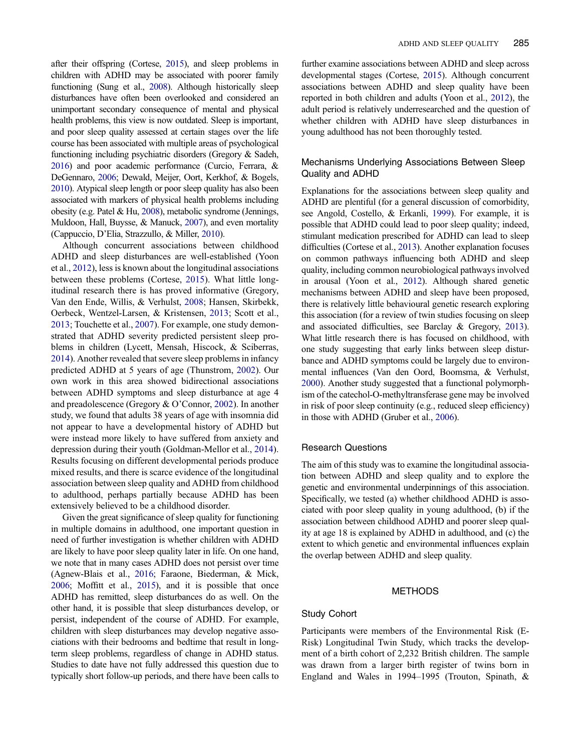after their offspring (Cortese, 2015), and sleep problems in children with ADHD may be associated with poorer family functioning (Sung et al., 2008). Although historically sleep disturbances have often been overlooked and considered an unimportant secondary consequence of mental and physical health problems, this view is now outdated. Sleep is important, and poor sleep quality assessed at certain stages over the life course has been associated with multiple areas of psychological functioning including psychiatric disorders (Gregory & Sadeh, 2016) and poor academic performance (Curcio, Ferrara, & DeGennaro, 2006; Dewald, Meijer, Oort, Kerkhof, & Bogels, 2010). Atypical sleep length or poor sleep quality has also been associated with markers of physical health problems including obesity (e.g. Patel & Hu, 2008), metabolic syndrome (Jennings, Muldoon, Hall, Buysse, & Manuck, 2007), and even mortality (Cappuccio, D'Elia, Strazzullo, & Miller, 2010).

Although concurrent associations between childhood ADHD and sleep disturbances are well-established (Yoon et al., 2012), less is known about the longitudinal associations between these problems (Cortese, 2015). What little longitudinal research there is has proved informative (Gregory, Van den Ende, Willis, & Verhulst, 2008; Hansen, Skirbekk, Oerbeck, Wentzel-Larsen, & Kristensen, 2013; Scott et al., 2013; Touchette et al., 2007). For example, one study demonstrated that ADHD severity predicted persistent sleep problems in children (Lycett, Mensah, Hiscock, & Sciberras, 2014). Another revealed that severe sleep problems in infancy predicted ADHD at 5 years of age (Thunstrom, 2002). Our own work in this area showed bidirectional associations between ADHD symptoms and sleep disturbance at age 4 and preadolescence (Gregory & O'Connor, 2002). In another study, we found that adults 38 years of age with insomnia did not appear to have a developmental history of ADHD but were instead more likely to have suffered from anxiety and depression during their youth (Goldman-Mellor et al., 2014). Results focusing on different developmental periods produce mixed results, and there is scarce evidence of the longitudinal association between sleep quality and ADHD from childhood to adulthood, perhaps partially because ADHD has been extensively believed to be a childhood disorder.

Given the great significance of sleep quality for functioning in multiple domains in adulthood, one important question in need of further investigation is whether children with ADHD are likely to have poor sleep quality later in life. On one hand, we note that in many cases ADHD does not persist over time (Agnew-Blais et al., 2016; Faraone, Biederman, & Mick, 2006; Moffitt et al., 2015), and it is possible that once ADHD has remitted, sleep disturbances do as well. On the other hand, it is possible that sleep disturbances develop, or persist, independent of the course of ADHD. For example, children with sleep disturbances may develop negative associations with their bedrooms and bedtime that result in long-term sleep problems, regardless of change in ADHD status. Studies to date have not fully addressed this question due to typically short follow-up periods, and there have been calls to further examine associations between ADHD and sleep across developmental stages (Cortese, 2015). Although concurrent associations between ADHD and sleep have been reported in both children and adults (Yoon et al., 2012), the adult period is relatively underresearched and the question of whether children with ADHD have sleep disturbances in young adulthood has not been thoroughly tested.

### Mechanisms Underlying Associations Between Sleep Quality and ADHD

Explanations for the associations between sleep quality and ADHD are plentiful (for a general discussion of comorbidity, see Angold, Costello, & Erkanli, 1999). For example, it is possible that ADHD could lead to poor sleep quality; indeed, stimulant medication prescribed for ADHD can lead to sleep difficulties (Cortese et al., 2013). Another explanation focuses on common pathways influencing both ADHD and sleep quality, including common neurobiological pathways involved in arousal (Yoon et al., 2012). Although shared genetic mechanisms between ADHD and sleep have been proposed, there is relatively little behavioural genetic research exploring this association (for a review of twin studies focusing on sleep and associated difficulties, see Barclay & Gregory, 2013). What little research there is has focused on childhood, with one study suggesting that early links between sleep disturbance and ADHD symptoms could be largely due to environmental influences (Van den Oord, Boomsma, & Verhulst, 2000). Another study suggested that a functional polymorphism of the catechol-O-methyltransferase gene may be involved in risk of poor sleep continuity (e.g., reduced sleep efficiency) in those with ADHD (Gruber et al., 2006).

### Research Questions

The aim of this study was to examine the longitudinal association between ADHD and sleep quality and to explore the genetic and environmental underpinnings of this association. Specifically, we tested (a) whether childhood ADHD is associated with poor sleep quality in young adulthood, (b) if the association between childhood ADHD and poorer sleep quality at age 18 is explained by ADHD in adulthood, and (c) the extent to which genetic and environmental influences explain the overlap between ADHD and sleep quality.

## METHODS

### Study Cohort

Participants were members of the Environmental Risk (E-Risk) Longitudinal Twin Study, which tracks the development of a birth cohort of 2,232 British children. The sample was drawn from a larger birth register of twins born in England and Wales in 1994–1995 (Trouton, Spinath, &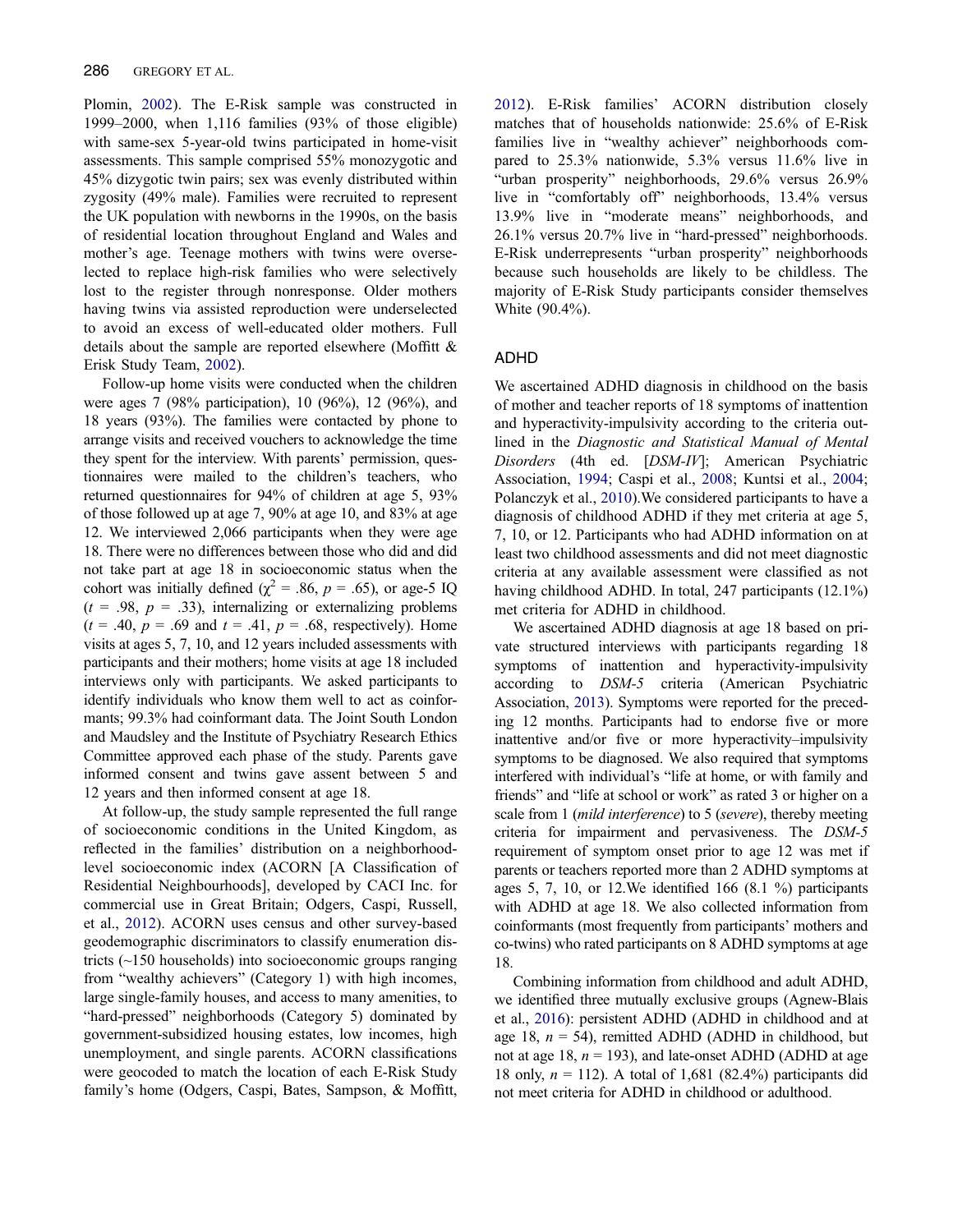Plomin, 2002). The E-Risk sample was constructed in 1999–2000, when 1,116 families (93% of those eligible) with same-sex 5-year-old twins participated in home-visit assessments. This sample comprised 55% monozygotic and 45% dizygotic twin pairs; sex was evenly distributed within zygosity (49% male). Families were recruited to represent the UK population with newborns in the 1990s, on the basis of residential location throughout England and Wales and mother's age. Teenage mothers with twins were overselected to replace high-risk families who were selectively lost to the register through nonresponse. Older mothers having twins via assisted reproduction were underselected to avoid an excess of well-educated older mothers. Full details about the sample are reported elsewhere (Moffitt & Erisk Study Team, 2002).

Follow-up home visits were conducted when the children were ages 7 (98% participation), 10 (96%), 12 (96%), and 18 years (93%). The families were contacted by phone to arrange visits and received vouchers to acknowledge the time they spent for the interview. With parents' permission, questionnaires were mailed to the children's teachers, who returned questionnaires for 94% of children at age 5, 93% of those followed up at age 7, 90% at age 10, and 83% at age 12. We interviewed 2,066 participants when they were age 18. There were no differences between those who did and did not take part at age 18 in socioeconomic status when the cohort was initially defined ($\chi^2 = .86$, $p = .65$), or age-5 IQ ($t = .98$, $p = .33$), internalizing or externalizing problems ($t = .40$, $p = .69$ and $t = .41$, $p = .68$, respectively). Home visits at ages 5, 7, 10, and 12 years included assessments with participants and their mothers; home visits at age 18 included interviews only with participants. We asked participants to identify individuals who know them well to act as coinformants; 99.3% had coinformant data. The Joint South London and Maudsley and the Institute of Psychiatry Research Ethics Committee approved each phase of the study. Parents gave informed consent and twins gave assent between 5 and 12 years and then informed consent at age 18.

At follow-up, the study sample represented the full range of socioeconomic conditions in the United Kingdom, as reflected in the families' distribution on a neighborhood-level socioeconomic index (ACORN [A Classification of Residential Neighbourhoods], developed by CACI Inc. for commercial use in Great Britain; Odgers, Caspi, Russell, et al., 2012). ACORN uses census and other survey-based geodemographic discriminators to classify enumeration districts (~150 households) into socioeconomic groups ranging from "wealthy achievers" (Category 1) with high incomes, large single-family houses, and access to many amenities, to "hard-pressed" neighborhoods (Category 5) dominated by government-subsidized housing estates, low incomes, high unemployment, and single parents. ACORN classifications were geocoded to match the location of each E-Risk Study family's home (Odgers, Caspi, Bates, Sampson, & Moffitt, 2012). E-Risk families' ACORN distribution closely matches that of households nationwide: 25.6% of E-Risk families live in "wealthy achiever" neighborhoods compared to 25.3% nationwide, 5.3% versus 11.6% live in "urban prosperity" neighborhoods, 29.6% versus 26.9% live in "comfortably off" neighborhoods, 13.4% versus 13.9% live in "moderate means" neighborhoods, and 26.1% versus 20.7% live in "hard-pressed" neighborhoods. E-Risk underrepresents "urban prosperity" neighborhoods because such households are likely to be childless. The majority of E-Risk Study participants consider themselves White (90.4%).

## ADHD

We ascertained ADHD diagnosis in childhood on the basis of mother and teacher reports of 18 symptoms of inattention and hyperactivity-impulsivity according to the criteria outlined in the *Diagnostic and Statistical Manual of Mental Disorders* (4th ed. [*DSM-IV*]; American Psychiatric Association, 1994; Caspi et al., 2008; Kuntsi et al., 2004; Polanczyk et al., 2010).We considered participants to have a diagnosis of childhood ADHD if they met criteria at age 5, 7, 10, or 12. Participants who had ADHD information on at least two childhood assessments and did not meet diagnostic criteria at any available assessment were classified as not having childhood ADHD. In total, 247 participants (12.1%) met criteria for ADHD in childhood.

We ascertained ADHD diagnosis at age 18 based on private structured interviews with participants regarding 18 symptoms of inattention and hyperactivity-impulsivity according to *DSM-5* criteria (American Psychiatric Association, 2013). Symptoms were reported for the preceding 12 months. Participants had to endorse five or more inattentive and/or five or more hyperactivity–impulsivity symptoms to be diagnosed. We also required that symptoms interfered with individual's "life at home, or with family and friends" and "life at school or work" as rated 3 or higher on a scale from 1 (*mild interference*) to 5 (*severe*), thereby meeting criteria for impairment and pervasiveness. The *DSM-5* requirement of symptom onset prior to age 12 was met if parents or teachers reported more than 2 ADHD symptoms at ages 5, 7, 10, or 12.We identified 166 (8.1 %) participants with ADHD at age 18. We also collected information from coinformants (most frequently from participants' mothers and co-twins) who rated participants on 8 ADHD symptoms at age 18.

Combining information from childhood and adult ADHD, we identified three mutually exclusive groups (Agnew-Blais et al., 2016): persistent ADHD (ADHD in childhood and at age 18, $n = 54$), remitted ADHD (ADHD in childhood, but not at age 18, $n = 193$), and late-onset ADHD (ADHD at age 18 only, $n = 112$). A total of 1,681 (82.4%) participants did not meet criteria for ADHD in childhood or adulthood.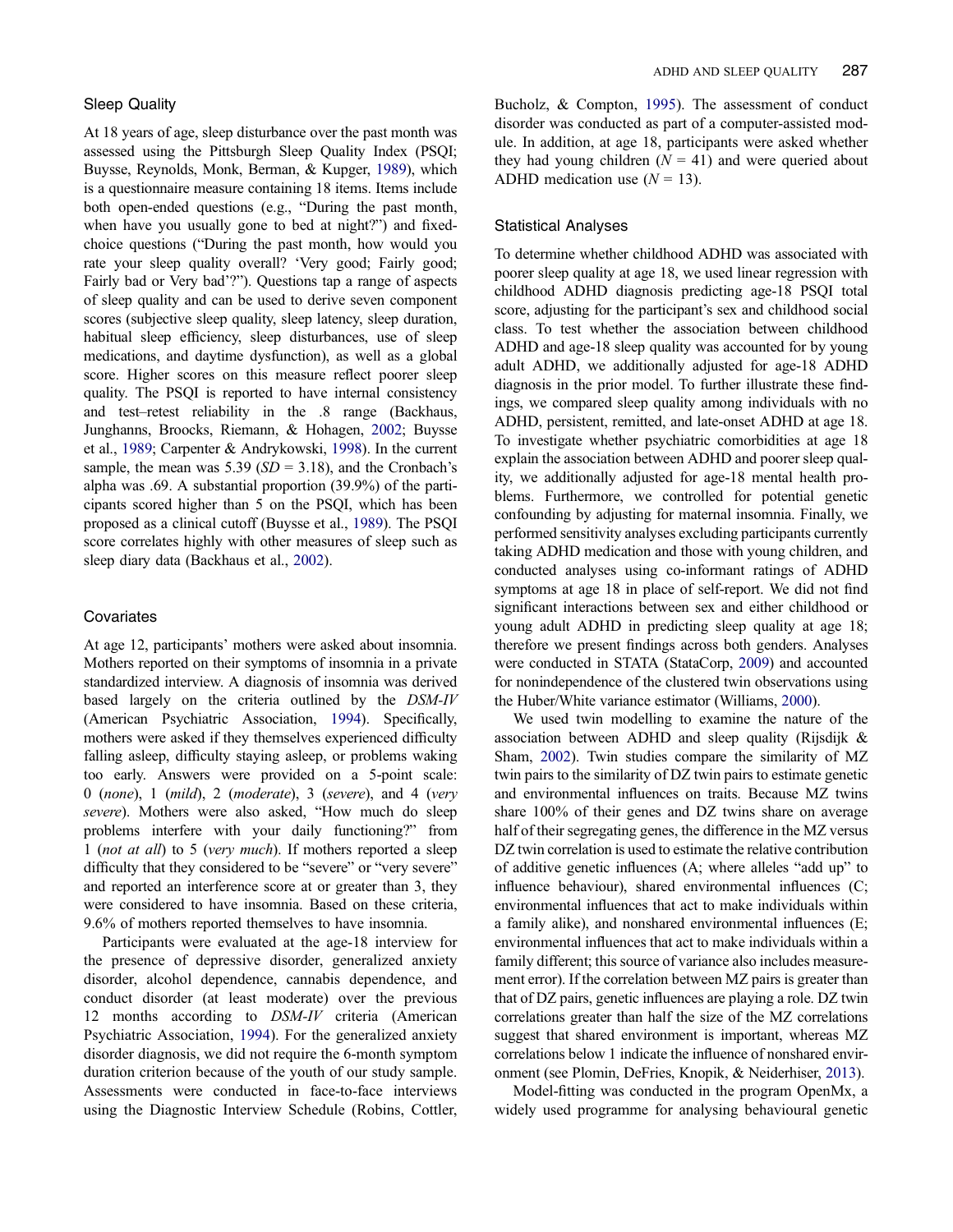### Sleep Quality

At 18 years of age, sleep disturbance over the past month was assessed using the Pittsburgh Sleep Quality Index (PSQI; Buysse, Reynolds, Monk, Berman, & Kupger, 1989), which is a questionnaire measure containing 18 items. Items include both open-ended questions (e.g., "During the past month, when have you usually gone to bed at night?") and fixed-choice questions ("During the past month, how would you rate your sleep quality overall? 'Very good; Fairly good; Fairly bad or Very bad'?"). Questions tap a range of aspects of sleep quality and can be used to derive seven component scores (subjective sleep quality, sleep latency, sleep duration, habitual sleep efficiency, sleep disturbances, use of sleep medications, and daytime dysfunction), as well as a global score. Higher scores on this measure reflect poorer sleep quality. The PSQI is reported to have internal consistency and test–retest reliability in the .8 range (Backhaus, Junghanns, Broocks, Riemann, & Hohagen, 2002; Buysse et al., 1989; Carpenter & Andrykowski, 1998). In the current sample, the mean was 5.39 ($SD$ = 3.18), and the Cronbach's alpha was .69. A substantial proportion (39.9%) of the participants scored higher than 5 on the PSQI, which has been proposed as a clinical cutoff (Buysse et al., 1989). The PSQI score correlates highly with other measures of sleep such as sleep diary data (Backhaus et al., 2002).

### Covariates

At age 12, participants' mothers were asked about insomnia. Mothers reported on their symptoms of insomnia in a private standardized interview. A diagnosis of insomnia was derived based largely on the criteria outlined by the *DSM-IV* (American Psychiatric Association, 1994). Specifically, mothers were asked if they themselves experienced difficulty falling asleep, difficulty staying asleep, or problems waking too early. Answers were provided on a 5-point scale: 0 (*none*), 1 (*mild*), 2 (*moderate*), 3 (*severe*), and 4 (*very severe*). Mothers were also asked, "How much do sleep problems interfere with your daily functioning?" from 1 (*not at all*) to 5 (*very much*). If mothers reported a sleep difficulty that they considered to be "severe" or "very severe" and reported an interference score at or greater than 3, they were considered to have insomnia. Based on these criteria, 9.6% of mothers reported themselves to have insomnia.

Participants were evaluated at the age-18 interview for the presence of depressive disorder, generalized anxiety disorder, alcohol dependence, cannabis dependence, and conduct disorder (at least moderate) over the previous 12 months according to *DSM-IV* criteria (American Psychiatric Association, 1994). For the generalized anxiety disorder diagnosis, we did not require the 6-month symptom duration criterion because of the youth of our study sample. Assessments were conducted in face-to-face interviews using the Diagnostic Interview Schedule (Robins, Cottler, Bucholz, & Compton, 1995). The assessment of conduct disorder was conducted as part of a computer-assisted module. In addition, at age 18, participants were asked whether they had young children ($N$ = 41) and were queried about ADHD medication use ($N$ = 13).

### Statistical Analyses

To determine whether childhood ADHD was associated with poorer sleep quality at age 18, we used linear regression with childhood ADHD diagnosis predicting age-18 PSQI total score, adjusting for the participant's sex and childhood social class. To test whether the association between childhood ADHD and age-18 sleep quality was accounted for by young adult ADHD, we additionally adjusted for age-18 ADHD diagnosis in the prior model. To further illustrate these findings, we compared sleep quality among individuals with no ADHD, persistent, remitted, and late-onset ADHD at age 18. To investigate whether psychiatric comorbidities at age 18 explain the association between ADHD and poorer sleep quality, we additionally adjusted for age-18 mental health problems. Furthermore, we controlled for potential genetic confounding by adjusting for maternal insomnia. Finally, we performed sensitivity analyses excluding participants currently taking ADHD medication and those with young children, and conducted analyses using co-informant ratings of ADHD symptoms at age 18 in place of self-report. We did not find significant interactions between sex and either childhood or young adult ADHD in predicting sleep quality at age 18; therefore we present findings across both genders. Analyses were conducted in STATA (StataCorp, 2009) and accounted for nonindependence of the clustered twin observations using the Huber/White variance estimator (Williams, 2000).

We used twin modelling to examine the nature of the association between ADHD and sleep quality (Rijsdijk & Sham, 2002). Twin studies compare the similarity of MZ twin pairs to the similarity of DZ twin pairs to estimate genetic and environmental influences on traits. Because MZ twins share 100% of their genes and DZ twins share on average half of their segregating genes, the difference in the MZ versus DZ twin correlation is used to estimate the relative contribution of additive genetic influences (A; where alleles "add up" to influence behaviour), shared environmental influences (C; environmental influences that act to make individuals within a family alike), and nonshared environmental influences (E; environmental influences that act to make individuals within a family different; this source of variance also includes measurement error). If the correlation between MZ pairs is greater than that of DZ pairs, genetic influences are playing a role. DZ twin correlations greater than half the size of the MZ correlations suggest that shared environment is important, whereas MZ correlations below 1 indicate the influence of nonshared environment (see Plomin, DeFries, Knopik, & Neiderhiser, 2013).

Model-fitting was conducted in the program OpenMx, a widely used programme for analysing behavioural genetic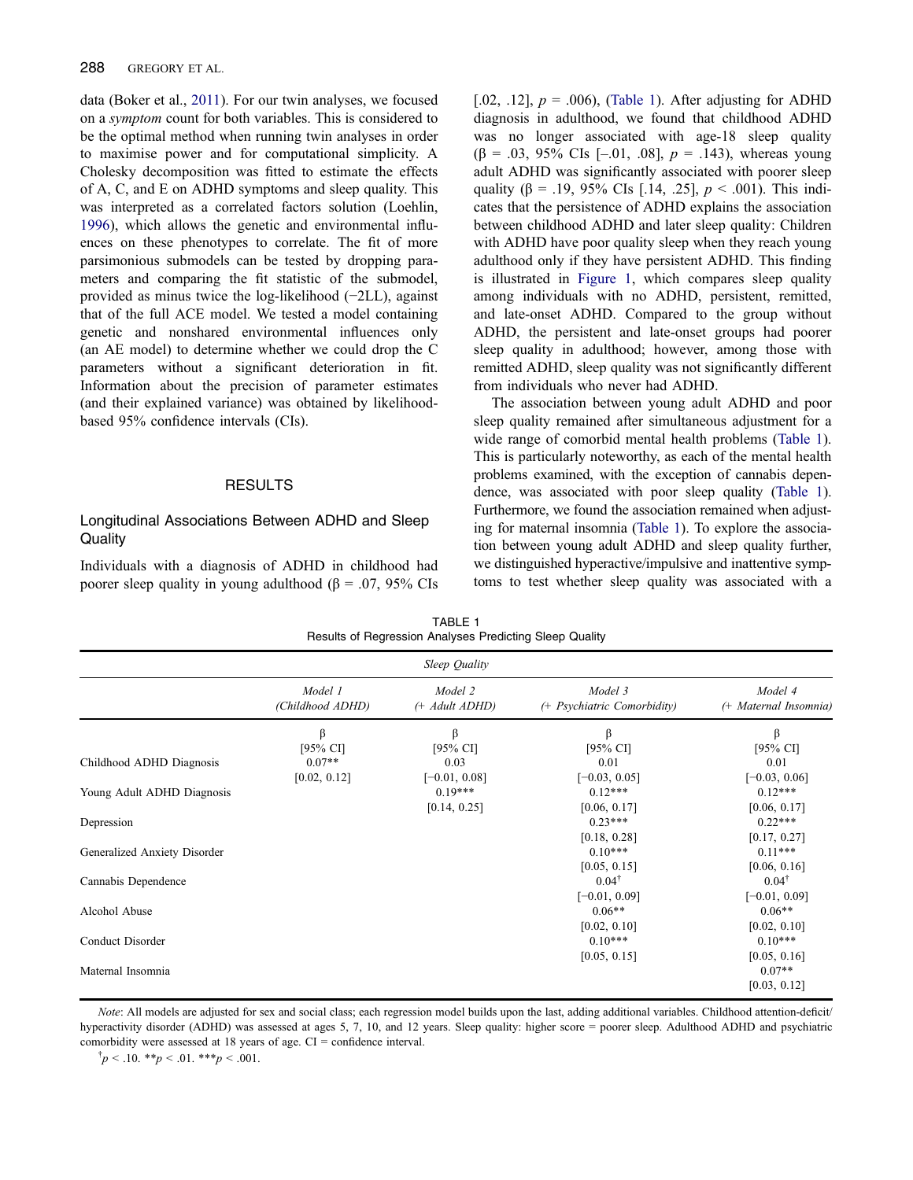data (Boker et al., 2011). For our twin analyses, we focused on a *symptom* count for both variables. This is considered to be the optimal method when running twin analyses in order to maximise power and for computational simplicity. A Cholesky decomposition was fitted to estimate the effects of A, C, and E on ADHD symptoms and sleep quality. This was interpreted as a correlated factors solution (Loehlin, 1996), which allows the genetic and environmental influences on these phenotypes to correlate. The fit of more parsimonious submodels can be tested by dropping parameters and comparing the fit statistic of the submodel, provided as minus twice the log-likelihood (−2LL), against that of the full ACE model. We tested a model containing genetic and nonshared environmental influences only (an AE model) to determine whether we could drop the C parameters without a significant deterioration in fit. Information about the precision of parameter estimates (and their explained variance) was obtained by likelihood-based 95% confidence intervals (CIs).

## RESULTS

### Longitudinal Associations Between ADHD and Sleep Quality

Individuals with a diagnosis of ADHD in childhood had poorer sleep quality in young adulthood (β = .07, 95% CIs [.02, .12], $p = .006$), (Table 1). After adjusting for ADHD diagnosis in adulthood, we found that childhood ADHD was no longer associated with age-18 sleep quality (β = .03, 95% CIs [–.01, .08], $p = .143$), whereas young adult ADHD was significantly associated with poorer sleep quality (β = .19, 95% CIs [.14, .25], $p < .001$). This indicates that the persistence of ADHD explains the association between childhood ADHD and later sleep quality: Children with ADHD have poor quality sleep when they reach young adulthood only if they have persistent ADHD. This finding is illustrated in Figure 1, which compares sleep quality among individuals with no ADHD, persistent, remitted, and late-onset ADHD. Compared to the group without ADHD, the persistent and late-onset groups had poorer sleep quality in adulthood; however, among those with remitted ADHD, sleep quality was not significantly different from individuals who never had ADHD.

The association between young adult ADHD and poor sleep quality remained after simultaneous adjustment for a wide range of comorbid mental health problems (Table 1). This is particularly noteworthy, as each of the mental health problems examined, with the exception of cannabis dependence, was associated with poor sleep quality (Table 1). Furthermore, we found the association remained when adjusting for maternal insomnia (Table 1). To explore the association between young adult ADHD and sleep quality further, we distinguished hyperactive/impulsive and inattentive symptoms to test whether sleep quality was associated with a

TABLE 1
Results of Regression Analyses Predicting Sleep Quality

| | *Sleep Quality* | | | |
|---|---|---|---|---|
| | *Model 1 (Childhood ADHD)* | *Model 2 (+ Adult ADHD)* | *Model 3 (+ Psychiatric Comorbidity)* | *Model 4 (+ Maternal Insomnia)* |
| | β [95% CI] | β [95% CI] | β [95% CI] | β [95% CI] |
| Childhood ADHD Diagnosis | 0.07** [0.02, 0.12] | 0.03 [−0.01, 0.08] | 0.01 [−0.03, 0.05] | 0.01 [−0.03, 0.06] |
| Young Adult ADHD Diagnosis | | 0.19*** [0.14, 0.25] | 0.12*** [0.06, 0.17] | 0.12*** [0.06, 0.17] |
| Depression | | | 0.23*** [0.18, 0.28] | 0.22*** [0.17, 0.27] |
| Generalized Anxiety Disorder | | | 0.10*** [0.05, 0.15] | 0.11*** [0.06, 0.16] |
| Cannabis Dependence | | | 0.04† [−0.01, 0.09] | 0.04† [−0.01, 0.09] |
| Alcohol Abuse | | | 0.06** [0.02, 0.10] | 0.06** [0.02, 0.10] |
| Conduct Disorder | | | 0.10*** [0.05, 0.15] | 0.10*** [0.05, 0.16] |
| Maternal Insomnia | | | | 0.07** [0.03, 0.12] |

*Note*: All models are adjusted for sex and social class; each regression model builds upon the last, adding additional variables. Childhood attention-deficit/hyperactivity disorder (ADHD) was assessed at ages 5, 7, 10, and 12 years. Sleep quality: higher score = poorer sleep. Adulthood ADHD and psychiatric comorbidity were assessed at 18 years of age. CI = confidence interval.

†$p < .10$. **$p < .01$. ***$p < .001$.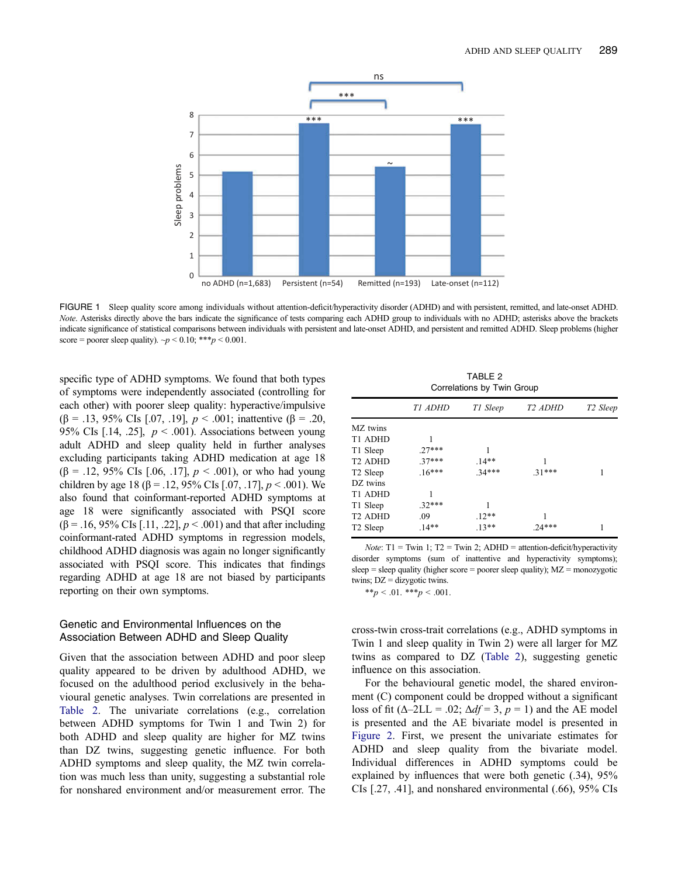FIGURE 1 Sleep quality score among individuals without attention-deficit/hyperactivity disorder (ADHD) and with persistent, remitted, and late-onset ADHD. *Note*. Asterisks directly above the bars indicate the significance of tests comparing each ADHD group to individuals with no ADHD; asterisks above the brackets indicate significance of statistical comparisons between individuals with persistent and late-onset ADHD, and persistent and remitted ADHD. Sleep problems (higher score = poorer sleep quality). ~$p < 0.10$; \*\*\*$p < 0.001$.

specific type of ADHD symptoms. We found that both types of symptoms were independently associated (controlling for each other) with poorer sleep quality: hyperactive/impulsive (β = .13, 95% CIs [.07, .19], $p < .001$); inattentive (β = .20, 95% CIs [.14, .25], $p < .001$). Associations between young adult ADHD and sleep quality held in further analyses excluding participants taking ADHD medication at age 18 (β = .12, 95% CIs [.06, .17], $p < .001$), or who had young children by age 18 (β = .12, 95% CIs [.07, .17], $p < .001$). We also found that coinformant-reported ADHD symptoms at age 18 were significantly associated with PSQI score (β = .16, 95% CIs [.11, .22], $p < .001$) and that after including coinformant-rated ADHD symptoms in regression models, childhood ADHD diagnosis was again no longer significantly associated with PSQI score. This indicates that findings regarding ADHD at age 18 are not biased by participants reporting on their own symptoms.

## Genetic and Environmental Influences on the Association Between ADHD and Sleep Quality

Given that the association between ADHD and poor sleep quality appeared to be driven by adulthood ADHD, we focused on the adulthood period exclusively in the behavioural genetic analyses. Twin correlations are presented in Table 2. The univariate correlations (e.g., correlation between ADHD symptoms for Twin 1 and Twin 2) for both ADHD and sleep quality are higher for MZ twins than DZ twins, suggesting genetic influence. For both ADHD symptoms and sleep quality, the MZ twin correlation was much less than unity, suggesting a substantial role for nonshared environment and/or measurement error. The cross-twin cross-trait correlations (e.g., ADHD symptoms in Twin 1 and sleep quality in Twin 2) were all larger for MZ twins as compared to DZ (Table 2), suggesting genetic influence on this association.

TABLE 2
Correlations by Twin Group

| | *T1 ADHD* | *T1 Sleep* | *T2 ADHD* | *T2 Sleep* |
|---|---|---|---|---|
| MZ twins | | | | |
| T1 ADHD | 1 | | | |
| T1 Sleep | .27\*\*\* | 1 | | |
| T2 ADHD | .37\*\*\* | .14\*\* | 1 | |
| T2 Sleep | .16\*\*\* | .34\*\*\* | .31\*\*\* | 1 |
| DZ twins | | | | |
| T1 ADHD | 1 | | | |
| T1 Sleep | .32\*\*\* | 1 | | |
| T2 ADHD | .09 | .12\*\* | 1 | |
| T2 Sleep | .14\*\* | .13\*\* | .24\*\*\* | 1 |

*Note*: T1 = Twin 1; T2 = Twin 2; ADHD = attention-deficit/hyperactivity disorder symptoms (sum of inattentive and hyperactivity symptoms); sleep = sleep quality (higher score = poorer sleep quality); MZ = monozygotic twins; DZ = dizygotic twins.

\*\*$p < .01$. \*\*\*$p < .001$.

For the behavioural genetic model, the shared environment (C) component could be dropped without a significant loss of fit (Δ–2LL = .02; Δ*df* = 3, $p = 1$) and the AE model is presented and the AE bivariate model is presented in Figure 2. First, we present the univariate estimates for ADHD and sleep quality from the bivariate model. Individual differences in ADHD symptoms could be explained by influences that were both genetic (.34), 95% CIs [.27, .41], and nonshared environmental (.66), 95% CIs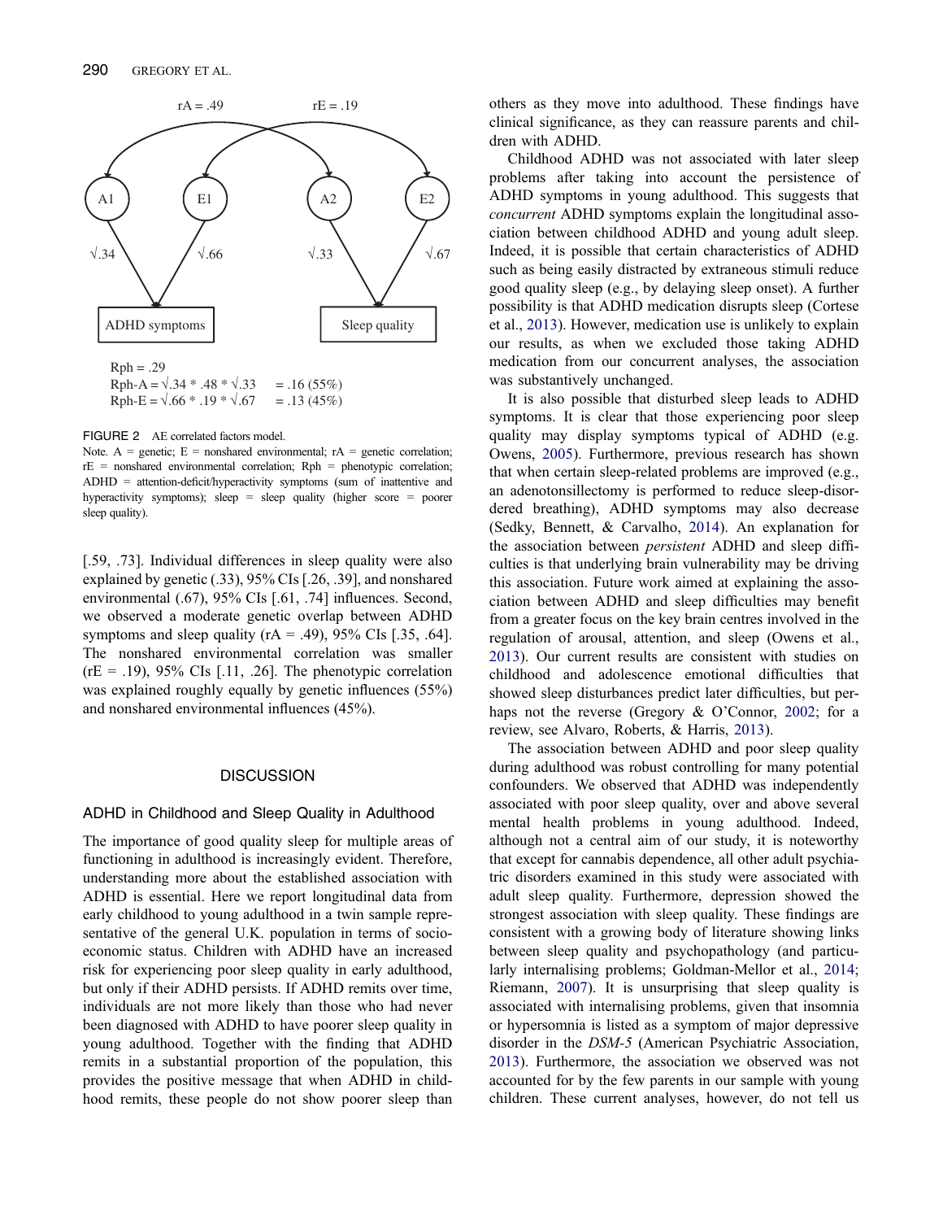rA = .49 rE = .19

A1 E1 A2 E2

√.34 √.66 √.33 √.67

ADHD symptoms Sleep quality

Rph = .29
Rph-A = √.34 * .48 * √.33 = .16 (55%)
Rph-E = √.66 * .19 * √.67 = .13 (45%)

FIGURE 2 AE correlated factors model.
Note. A = genetic; E = nonshared environmental; rA = genetic correlation; rE = nonshared environmental correlation; Rph = phenotypic correlation; ADHD = attention-deficit/hyperactivity symptoms (sum of inattentive and hyperactivity symptoms); sleep = sleep quality (higher score = poorer sleep quality).

[.59, .73]. Individual differences in sleep quality were also explained by genetic (.33), 95% CIs [.26, .39], and nonshared environmental (.67), 95% CIs [.61, .74] influences. Second, we observed a moderate genetic overlap between ADHD symptoms and sleep quality (rA = .49), 95% CIs [.35, .64]. The nonshared environmental correlation was smaller (rE = .19), 95% CIs [.11, .26]. The phenotypic correlation was explained roughly equally by genetic influences (55%) and nonshared environmental influences (45%).

## DISCUSSION

### ADHD in Childhood and Sleep Quality in Adulthood

The importance of good quality sleep for multiple areas of functioning in adulthood is increasingly evident. Therefore, understanding more about the established association with ADHD is essential. Here we report longitudinal data from early childhood to young adulthood in a twin sample representative of the general U.K. population in terms of socioeconomic status. Children with ADHD have an increased risk for experiencing poor sleep quality in early adulthood, but only if their ADHD persists. If ADHD remits over time, individuals are not more likely than those who had never been diagnosed with ADHD to have poorer sleep quality in young adulthood. Together with the finding that ADHD remits in a substantial proportion of the population, this provides the positive message that when ADHD in childhood remits, these people do not show poorer sleep than others as they move into adulthood. These findings have clinical significance, as they can reassure parents and children with ADHD.

Childhood ADHD was not associated with later sleep problems after taking into account the persistence of ADHD symptoms in young adulthood. This suggests that *concurrent* ADHD symptoms explain the longitudinal association between childhood ADHD and young adult sleep. Indeed, it is possible that certain characteristics of ADHD such as being easily distracted by extraneous stimuli reduce good quality sleep (e.g., by delaying sleep onset). A further possibility is that ADHD medication disrupts sleep (Cortese et al., 2013). However, medication use is unlikely to explain our results, as when we excluded those taking ADHD medication from our concurrent analyses, the association was substantively unchanged.

It is also possible that disturbed sleep leads to ADHD symptoms. It is clear that those experiencing poor sleep quality may display symptoms typical of ADHD (e.g. Owens, 2005). Furthermore, previous research has shown that when certain sleep-related problems are improved (e.g., an adenotonsillectomy is performed to reduce sleep-disordered breathing), ADHD symptoms may also decrease (Sedky, Bennett, & Carvalho, 2014). An explanation for the association between *persistent* ADHD and sleep difficulties is that underlying brain vulnerability may be driving this association. Future work aimed at explaining the association between ADHD and sleep difficulties may benefit from a greater focus on the key brain centres involved in the regulation of arousal, attention, and sleep (Owens et al., 2013). Our current results are consistent with studies on childhood and adolescence emotional difficulties that showed sleep disturbances predict later difficulties, but perhaps not the reverse (Gregory & O'Connor, 2002; for a review, see Alvaro, Roberts, & Harris, 2013).

The association between ADHD and poor sleep quality during adulthood was robust controlling for many potential confounders. We observed that ADHD was independently associated with poor sleep quality, over and above several mental health problems in young adulthood. Indeed, although not a central aim of our study, it is noteworthy that except for cannabis dependence, all other adult psychiatric disorders examined in this study were associated with adult sleep quality. Furthermore, depression showed the strongest association with sleep quality. These findings are consistent with a growing body of literature showing links between sleep quality and psychopathology (and particularly internalising problems; Goldman-Mellor et al., 2014; Riemann, 2007). It is unsurprising that sleep quality is associated with internalising problems, given that insomnia or hypersomnia is listed as a symptom of major depressive disorder in the *DSM-5* (American Psychiatric Association, 2013). Furthermore, the association we observed was not accounted for by the few parents in our sample with young children. These current analyses, however, do not tell us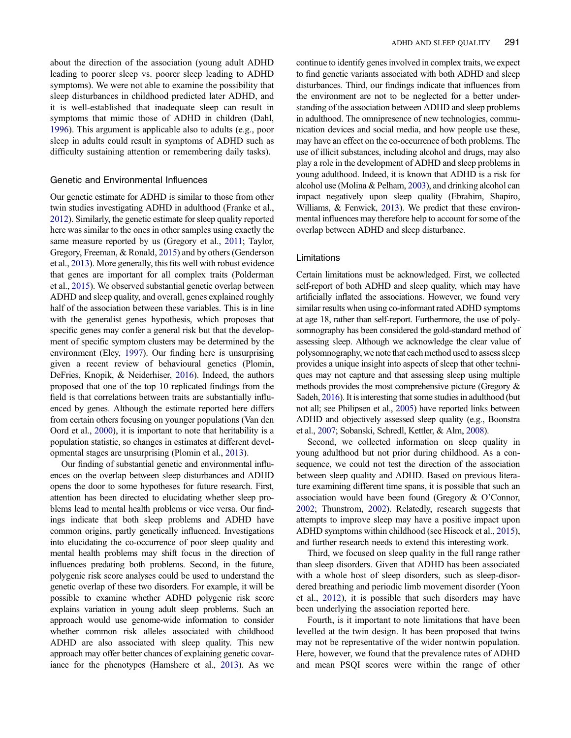about the direction of the association (young adult ADHD leading to poorer sleep vs. poorer sleep leading to ADHD symptoms). We were not able to examine the possibility that sleep disturbances in childhood predicted later ADHD, and it is well-established that inadequate sleep can result in symptoms that mimic those of ADHD in children (Dahl, 1996). This argument is applicable also to adults (e.g., poor sleep in adults could result in symptoms of ADHD such as difficulty sustaining attention or remembering daily tasks).

### Genetic and Environmental Influences

Our genetic estimate for ADHD is similar to those from other twin studies investigating ADHD in adulthood (Franke et al., 2012). Similarly, the genetic estimate for sleep quality reported here was similar to the ones in other samples using exactly the same measure reported by us (Gregory et al., 2011; Taylor, Gregory, Freeman, & Ronald, 2015) and by others (Genderson et al., 2013). More generally, this fits well with robust evidence that genes are important for all complex traits (Polderman et al., 2015). We observed substantial genetic overlap between ADHD and sleep quality, and overall, genes explained roughly half of the association between these variables. This is in line with the generalist genes hypothesis, which proposes that specific genes may confer a general risk but that the development of specific symptom clusters may be determined by the environment (Eley, 1997). Our finding here is unsurprising given a recent review of behavioural genetics (Plomin, DeFries, Knopik, & Neiderhiser, 2016). Indeed, the authors proposed that one of the top 10 replicated findings from the field is that correlations between traits are substantially influenced by genes. Although the estimate reported here differs from certain others focusing on younger populations (Van den Oord et al., 2000), it is important to note that heritability is a population statistic, so changes in estimates at different developmental stages are unsurprising (Plomin et al., 2013).

Our finding of substantial genetic and environmental influences on the overlap between sleep disturbances and ADHD opens the door to some hypotheses for future research. First, attention has been directed to elucidating whether sleep problems lead to mental health problems or vice versa. Our findings indicate that both sleep problems and ADHD have common origins, partly genetically influenced. Investigations into elucidating the co-occurrence of poor sleep quality and mental health problems may shift focus in the direction of influences predating both problems. Second, in the future, polygenic risk score analyses could be used to understand the genetic overlap of these two disorders. For example, it will be possible to examine whether ADHD polygenic risk score explains variation in young adult sleep problems. Such an approach would use genome-wide information to consider whether common risk alleles associated with childhood ADHD are also associated with sleep quality. This new approach may offer better chances of explaining genetic covariance for the phenotypes (Hamshere et al., 2013). As we continue to identify genes involved in complex traits, we expect to find genetic variants associated with both ADHD and sleep disturbances. Third, our findings indicate that influences from the environment are not to be neglected for a better understanding of the association between ADHD and sleep problems in adulthood. The omnipresence of new technologies, communication devices and social media, and how people use these, may have an effect on the co-occurrence of both problems. The use of illicit substances, including alcohol and drugs, may also play a role in the development of ADHD and sleep problems in young adulthood. Indeed, it is known that ADHD is a risk for alcohol use (Molina & Pelham, 2003), and drinking alcohol can impact negatively upon sleep quality (Ebrahim, Shapiro, Williams, & Fenwick, 2013). We predict that these environmental influences may therefore help to account for some of the overlap between ADHD and sleep disturbance.

### Limitations

Certain limitations must be acknowledged. First, we collected self-report of both ADHD and sleep quality, which may have artificially inflated the associations. However, we found very similar results when using co-informant rated ADHD symptoms at age 18, rather than self-report. Furthermore, the use of polysomnography has been considered the gold-standard method of assessing sleep. Although we acknowledge the clear value of polysomnography, we note that each method used to assess sleep provides a unique insight into aspects of sleep that other techniques may not capture and that assessing sleep using multiple methods provides the most comprehensive picture (Gregory & Sadeh, 2016). It is interesting that some studies in adulthood (but not all; see Philipsen et al., 2005) have reported links between ADHD and objectively assessed sleep quality (e.g., Boonstra et al., 2007; Sobanski, Schredl, Kettler, & Alm, 2008).

Second, we collected information on sleep quality in young adulthood but not prior during childhood. As a consequence, we could not test the direction of the association between sleep quality and ADHD. Based on previous literature examining different time spans, it is possible that such an association would have been found (Gregory & O'Connor, 2002; Thunstrom, 2002). Relatedly, research suggests that attempts to improve sleep may have a positive impact upon ADHD symptoms within childhood (see Hiscock et al., 2015), and further research needs to extend this interesting work.

Third, we focused on sleep quality in the full range rather than sleep disorders. Given that ADHD has been associated with a whole host of sleep disorders, such as sleep-disordered breathing and periodic limb movement disorder (Yoon et al., 2012), it is possible that such disorders may have been underlying the association reported here.

Fourth, is it important to note limitations that have been levelled at the twin design. It has been proposed that twins may not be representative of the wider nontwin population. Here, however, we found that the prevalence rates of ADHD and mean PSQI scores were within the range of other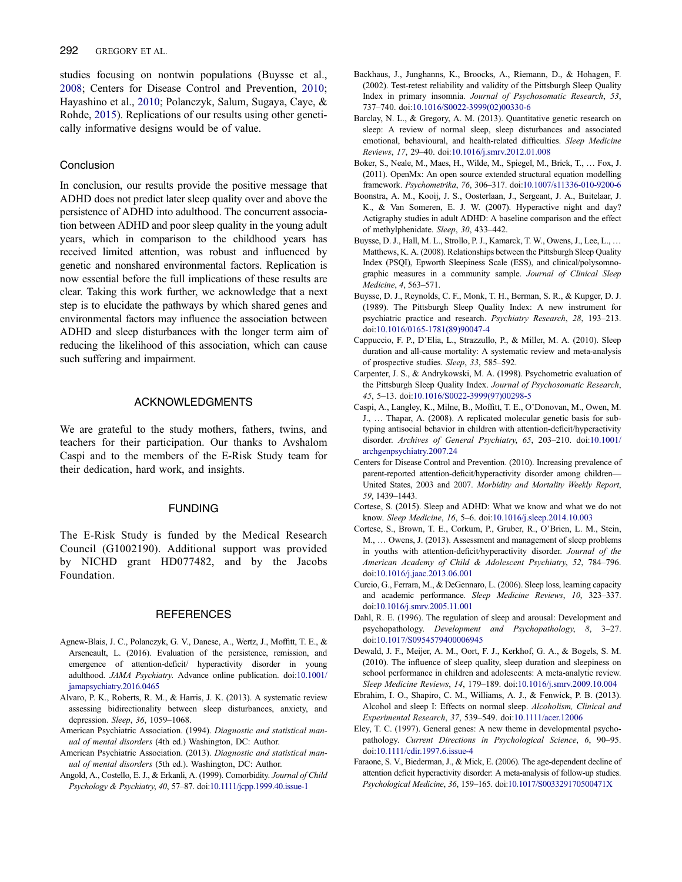studies focusing on nontwin populations (Buysse et al., 2008; Centers for Disease Control and Prevention, 2010; Hayashino et al., 2010; Polanczyk, Salum, Sugaya, Caye, & Rohde, 2015). Replications of our results using other genetically informative designs would be of value.

## Conclusion

In conclusion, our results provide the positive message that ADHD does not predict later sleep quality over and above the persistence of ADHD into adulthood. The concurrent association between ADHD and poor sleep quality in the young adult years, which in comparison to the childhood years has received limited attention, was robust and influenced by genetic and nonshared environmental factors. Replication is now essential before the full implications of these results are clear. Taking this work further, we acknowledge that a next step is to elucidate the pathways by which shared genes and environmental factors may influence the association between ADHD and sleep disturbances with the longer term aim of reducing the likelihood of this association, which can cause such suffering and impairment.

## ACKNOWLEDGMENTS

We are grateful to the study mothers, fathers, twins, and teachers for their participation. Our thanks to Avshalom Caspi and to the members of the E-Risk Study team for their dedication, hard work, and insights.

## FUNDING

The E-Risk Study is funded by the Medical Research Council (G1002190). Additional support was provided by NICHD grant HD077482, and by the Jacobs Foundation.

## REFERENCES

Agnew-Blais, J. C., Polanczyk, G. V., Danese, A., Wertz, J., Moffitt, T. E., & Arseneault, L. (2016). Evaluation of the persistence, remission, and emergence of attention-deficit/ hyperactivity disorder in young adulthood. *JAMA Psychiatry*. Advance online publication. doi:10.1001/jamapsychiatry.2016.0465

Alvaro, P. K., Roberts, R. M., & Harris, J. K. (2013). A systematic review assessing bidirectionality between sleep disturbances, anxiety, and depression. *Sleep*, *36*, 1059–1068.

American Psychiatric Association. (1994). *Diagnostic and statistical manual of mental disorders* (4th ed.) Washington, DC: Author.

American Psychiatric Association. (2013). *Diagnostic and statistical manual of mental disorders* (5th ed.). Washington, DC: Author.

Angold, A., Costello, E. J., & Erkanli, A. (1999). Comorbidity. *Journal of Child Psychology & Psychiatry*, *40*, 57–87. doi:10.1111/jcpp.1999.40.issue-1

Backhaus, J., Junghanns, K., Broocks, A., Riemann, D., & Hohagen, F. (2002). Test-retest reliability and validity of the Pittsburgh Sleep Quality Index in primary insomnia. *Journal of Psychosomatic Research*, *53*, 737–740. doi:10.1016/S0022-3999(02)00330-6

Barclay, N. L., & Gregory, A. M. (2013). Quantitative genetic research on sleep: A review of normal sleep, sleep disturbances and associated emotional, behavioural, and health-related difficulties. *Sleep Medicine Reviews*, *17*, 29–40. doi:10.1016/j.smrv.2012.01.008

Boker, S., Neale, M., Maes, H., Wilde, M., Spiegel, M., Brick, T., … Fox, J. (2011). OpenMx: An open source extended structural equation modelling framework. *Psychometrika*, *76*, 306–317. doi:10.1007/s11336-010-9200-6

Boonstra, A. M., Kooij, J. S., Oosterlaan, J., Sergeant, J. A., Buitelaar, J. K., & Van Someren, E. J. W. (2007). Hyperactive night and day? Actigraphy studies in adult ADHD: A baseline comparison and the effect of methylphenidate. *Sleep*, *30*, 433–442.

Buysse, D. J., Hall, M. L., Strollo, P. J., Kamarck, T. W., Owens, J., Lee, L., … Matthews, K. A. (2008). Relationships between the Pittsburgh Sleep Quality Index (PSQI), Epworth Sleepiness Scale (ESS), and clinical/polysomnographic measures in a community sample. *Journal of Clinical Sleep Medicine*, *4*, 563–571.

Buysse, D. J., Reynolds, C. F., Monk, T. H., Berman, S. R., & Kupger, D. J. (1989). The Pittsburgh Sleep Quality Index: A new instrument for psychiatric practice and research. *Psychiatry Research*, *28*, 193–213. doi:10.1016/0165-1781(89)90047-4

Cappuccio, F. P., D'Elia, L., Strazzullo, P., & Miller, M. A. (2010). Sleep duration and all-cause mortality: A systematic review and meta-analysis of prospective studies. *Sleep*, *33*, 585–592.

Carpenter, J. S., & Andrykowski, M. A. (1998). Psychometric evaluation of the Pittsburgh Sleep Quality Index. *Journal of Psychosomatic Research*, *45*, 5–13. doi:10.1016/S0022-3999(97)00298-5

Caspi, A., Langley, K., Milne, B., Moffitt, T. E., O'Donovan, M., Owen, M. J., … Thapar, A. (2008). A replicated molecular genetic basis for subtyping antisocial behavior in children with attention-deficit/hyperactivity disorder. *Archives of General Psychiatry*, *65*, 203–210. doi:10.1001/archgenpsychiatry.2007.24

Centers for Disease Control and Prevention. (2010). Increasing prevalence of parent-reported attention-deficit/hyperactivity disorder among children—United States, 2003 and 2007. *Morbidity and Mortality Weekly Report*, *59*, 1439–1443.

Cortese, S. (2015). Sleep and ADHD: What we know and what we do not know. *Sleep Medicine*, *16*, 5–6. doi:10.1016/j.sleep.2014.10.003

Cortese, S., Brown, T. E., Corkum, P., Gruber, R., O'Brien, L. M., Stein, M., … Owens, J. (2013). Assessment and management of sleep problems in youths with attention-deficit/hyperactivity disorder. *Journal of the American Academy of Child & Adolescent Psychiatry*, *52*, 784–796. doi:10.1016/j.jaac.2013.06.001

Curcio, G., Ferrara, M., & DeGennaro, L. (2006). Sleep loss, learning capacity and academic performance. *Sleep Medicine Reviews*, *10*, 323–337. doi:10.1016/j.smrv.2005.11.001

Dahl, R. E. (1996). The regulation of sleep and arousal: Development and psychopathology. *Development and Psychopathology*, *8*, 3–27. doi:10.1017/S0954579400006945

Dewald, J. F., Meijer, A. M., Oort, F. J., Kerkhof, G. A., & Bogels, S. M. (2010). The influence of sleep quality, sleep duration and sleepiness on school performance in children and adolescents: A meta-analytic review. *Sleep Medicine Reviews*, *14*, 179–189. doi:10.1016/j.smrv.2009.10.004

Ebrahim, I. O., Shapiro, C. M., Williams, A. J., & Fenwick, P. B. (2013). Alcohol and sleep I: Effects on normal sleep. *Alcoholism, Clinical and Experimental Research*, *37*, 539–549. doi:10.1111/acer.12006

Eley, T. C. (1997). General genes: A new theme in developmental psychopathology. *Current Directions in Psychological Science*, *6*, 90–95. doi:10.1111/cdir.1997.6.issue-4

Faraone, S. V., Biederman, J., & Mick, E. (2006). The age-dependent decline of attention deficit hyperactivity disorder: A meta-analysis of follow-up studies. *Psychological Medicine*, *36*, 159–165. doi:10.1017/S003329170500471X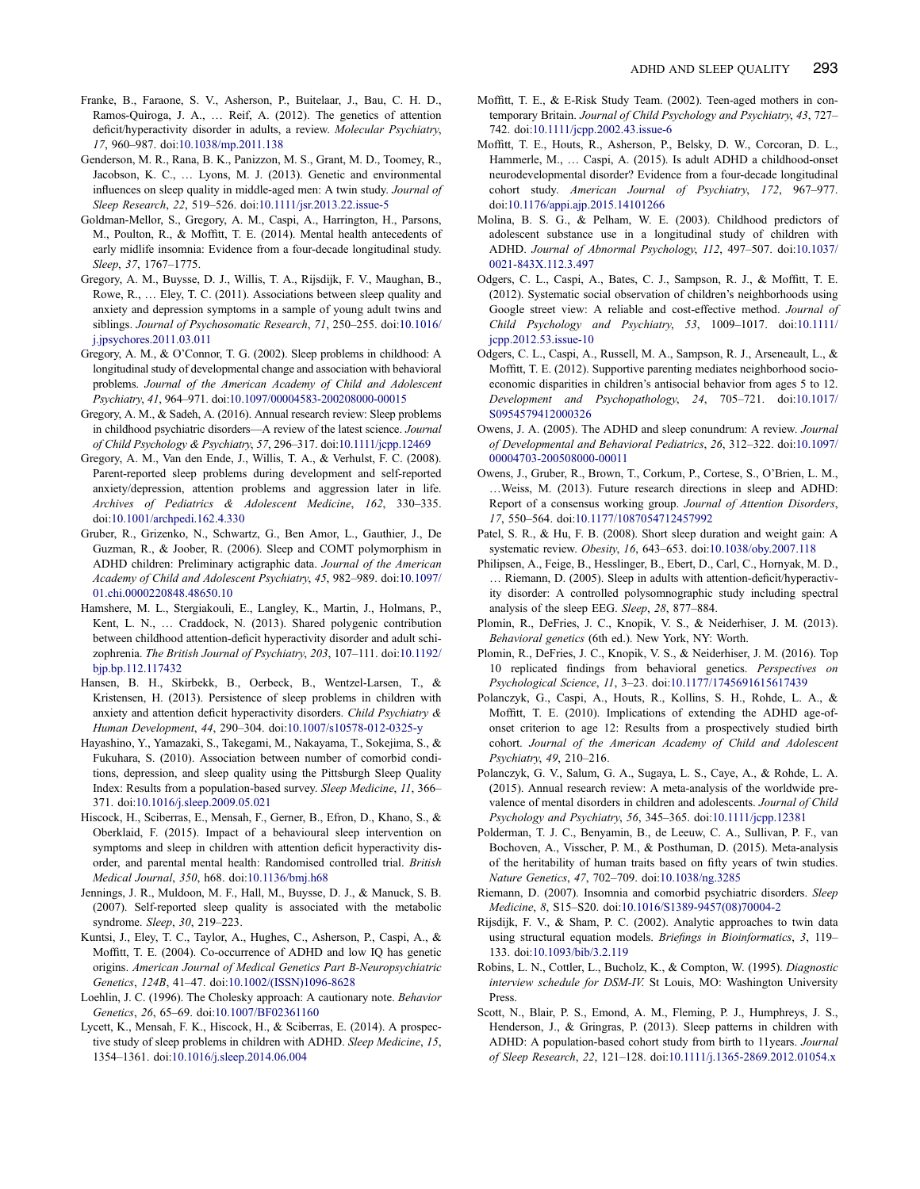Franke, B., Faraone, S. V., Asherson, P., Buitelaar, J., Bau, C. H. D., Ramos-Quiroga, J. A., … Reif, A. (2012). The genetics of attention deficit/hyperactivity disorder in adults, a review. *Molecular Psychiatry*, *17*, 960–987. doi:10.1038/mp.2011.138

Genderson, M. R., Rana, B. K., Panizzon, M. S., Grant, M. D., Toomey, R., Jacobson, K. C., … Lyons, M. J. (2013). Genetic and environmental influences on sleep quality in middle-aged men: A twin study. *Journal of Sleep Research*, *22*, 519–526. doi:10.1111/jsr.2013.22.issue-5

Goldman-Mellor, S., Gregory, A. M., Caspi, A., Harrington, H., Parsons, M., Poulton, R., & Moffitt, T. E. (2014). Mental health antecedents of early midlife insomnia: Evidence from a four-decade longitudinal study. *Sleep*, *37*, 1767–1775.

Gregory, A. M., Buysse, D. J., Willis, T. A., Rijsdijk, F. V., Maughan, B., Rowe, R., … Eley, T. C. (2011). Associations between sleep quality and anxiety and depression symptoms in a sample of young adult twins and siblings. *Journal of Psychosomatic Research*, *71*, 250–255. doi:10.1016/j.jpsychores.2011.03.011

Gregory, A. M., & O'Connor, T. G. (2002). Sleep problems in childhood: A longitudinal study of developmental change and association with behavioral problems. *Journal of the American Academy of Child and Adolescent Psychiatry*, *41*, 964–971. doi:10.1097/00004583-200208000-00015

Gregory, A. M., & Sadeh, A. (2016). Annual research review: Sleep problems in childhood psychiatric disorders—A review of the latest science. *Journal of Child Psychology & Psychiatry*, *57*, 296–317. doi:10.1111/jcpp.12469

Gregory, A. M., Van den Ende, J., Willis, T. A., & Verhulst, F. C. (2008). Parent-reported sleep problems during development and self-reported anxiety/depression, attention problems and aggression later in life. *Archives of Pediatrics & Adolescent Medicine*, *162*, 330–335. doi:10.1001/archpedi.162.4.330

Gruber, R., Grizenko, N., Schwartz, G., Ben Amor, L., Gauthier, J., De Guzman, R., & Joober, R. (2006). Sleep and COMT polymorphism in ADHD children: Preliminary actigraphic data. *Journal of the American Academy of Child and Adolescent Psychiatry*, *45*, 982–989. doi:10.1097/01.chi.0000220848.48650.10

Hamshere, M. L., Stergiakouli, E., Langley, K., Martin, J., Holmans, P., Kent, L. N., … Craddock, N. (2013). Shared polygenic contribution between childhood attention-deficit hyperactivity disorder and adult schizophrenia. *The British Journal of Psychiatry*, *203*, 107–111. doi:10.1192/bjp.bp.112.117432

Hansen, B. H., Skirbekk, B., Oerbeck, B., Wentzel-Larsen, T., & Kristensen, H. (2013). Persistence of sleep problems in children with anxiety and attention deficit hyperactivity disorders. *Child Psychiatry & Human Development*, *44*, 290–304. doi:10.1007/s10578-012-0325-y

Hayashino, Y., Yamazaki, S., Takegami, M., Nakayama, T., Sokejima, S., & Fukuhara, S. (2010). Association between number of comorbid conditions, depression, and sleep quality using the Pittsburgh Sleep Quality Index: Results from a population-based survey. *Sleep Medicine*, *11*, 366–371. doi:10.1016/j.sleep.2009.05.021

Hiscock, H., Sciberras, E., Mensah, F., Gerner, B., Efron, D., Khano, S., & Oberklaid, F. (2015). Impact of a behavioural sleep intervention on symptoms and sleep in children with attention deficit hyperactivity disorder, and parental mental health: Randomised controlled trial. *British Medical Journal*, *350*, h68. doi:10.1136/bmj.h68

Jennings, J. R., Muldoon, M. F., Hall, M., Buysse, D. J., & Manuck, S. B. (2007). Self-reported sleep quality is associated with the metabolic syndrome. *Sleep*, *30*, 219–223.

Kuntsi, J., Eley, T. C., Taylor, A., Hughes, C., Asherson, P., Caspi, A., & Moffitt, T. E. (2004). Co-occurrence of ADHD and low IQ has genetic origins. *American Journal of Medical Genetics Part B-Neuropsychiatric Genetics*, *124B*, 41–47. doi:10.1002/(ISSN)1096-8628

Loehlin, J. C. (1996). The Cholesky approach: A cautionary note. *Behavior Genetics*, *26*, 65–69. doi:10.1007/BF02361160

Lycett, K., Mensah, F. K., Hiscock, H., & Sciberras, E. (2014). A prospective study of sleep problems in children with ADHD. *Sleep Medicine*, *15*, 1354–1361. doi:10.1016/j.sleep.2014.06.004

Moffitt, T. E., & E-Risk Study Team. (2002). Teen-aged mothers in contemporary Britain. *Journal of Child Psychology and Psychiatry*, *43*, 727–742. doi:10.1111/jcpp.2002.43.issue-6

Moffitt, T. E., Houts, R., Asherson, P., Belsky, D. W., Corcoran, D. L., Hammerle, M., … Caspi, A. (2015). Is adult ADHD a childhood-onset neurodevelopmental disorder? Evidence from a four-decade longitudinal cohort study. *American Journal of Psychiatry*, *172*, 967–977. doi:10.1176/appi.ajp.2015.14101266

Molina, B. S. G., & Pelham, W. E. (2003). Childhood predictors of adolescent substance use in a longitudinal study of children with ADHD. *Journal of Abnormal Psychology*, *112*, 497–507. doi:10.1037/0021-843X.112.3.497

Odgers, C. L., Caspi, A., Bates, C. J., Sampson, R. J., & Moffitt, T. E. (2012). Systematic social observation of children's neighborhoods using Google street view: A reliable and cost-effective method. *Journal of Child Psychology and Psychiatry*, *53*, 1009–1017. doi:10.1111/jcpp.2012.53.issue-10

Odgers, C. L., Caspi, A., Russell, M. A., Sampson, R. J., Arseneault, L., & Moffitt, T. E. (2012). Supportive parenting mediates neighborhood socioeconomic disparities in children's antisocial behavior from ages 5 to 12. *Development and Psychopathology*, *24*, 705–721. doi:10.1017/S0954579412000326

Owens, J. A. (2005). The ADHD and sleep conundrum: A review. *Journal of Developmental and Behavioral Pediatrics*, *26*, 312–322. doi:10.1097/00004703-200508000-00011

Owens, J., Gruber, R., Brown, T., Corkum, P., Cortese, S., O'Brien, L. M., …Weiss, M. (2013). Future research directions in sleep and ADHD: Report of a consensus working group. *Journal of Attention Disorders*, *17*, 550–564. doi:10.1177/1087054712457992

Patel, S. R., & Hu, F. B. (2008). Short sleep duration and weight gain: A systematic review. *Obesity*, *16*, 643–653. doi:10.1038/oby.2007.118

Philipsen, A., Feige, B., Hesslinger, B., Ebert, D., Carl, C., Hornyak, M. D., … Riemann, D. (2005). Sleep in adults with attention-deficit/hyperactivity disorder: A controlled polysomnographic study including spectral analysis of the sleep EEG. *Sleep*, *28*, 877–884.

Plomin, R., DeFries, J. C., Knopik, V. S., & Neiderhiser, J. M. (2013). *Behavioral genetics* (6th ed.). New York, NY: Worth.

Plomin, R., DeFries, J. C., Knopik, V. S., & Neiderhiser, J. M. (2016). Top 10 replicated findings from behavioral genetics. *Perspectives on Psychological Science*, *11*, 3–23. doi:10.1177/1745691615617439

Polanczyk, G., Caspi, A., Houts, R., Kollins, S. H., Rohde, L. A., & Moffitt, T. E. (2010). Implications of extending the ADHD age-of-onset criterion to age 12: Results from a prospectively studied birth cohort. *Journal of the American Academy of Child and Adolescent Psychiatry*, *49*, 210–216.

Polanczyk, G. V., Salum, G. A., Sugaya, L. S., Caye, A., & Rohde, L. A. (2015). Annual research review: A meta-analysis of the worldwide prevalence of mental disorders in children and adolescents. *Journal of Child Psychology and Psychiatry*, *56*, 345–365. doi:10.1111/jcpp.12381

Polderman, T. J. C., Benyamin, B., de Leeuw, C. A., Sullivan, P. F., van Bochoven, A., Visscher, P. M., & Posthuman, D. (2015). Meta-analysis of the heritability of human traits based on fifty years of twin studies. *Nature Genetics*, *47*, 702–709. doi:10.1038/ng.3285

Riemann, D. (2007). Insomnia and comorbid psychiatric disorders. *Sleep Medicine*, *8*, S15–S20. doi:10.1016/S1389-9457(08)70004-2

Rijsdijk, F. V., & Sham, P. C. (2002). Analytic approaches to twin data using structural equation models. *Briefings in Bioinformatics*, *3*, 119–133. doi:10.1093/bib/3.2.119

Robins, L. N., Cottler, L., Bucholz, K., & Compton, W. (1995). *Diagnostic interview schedule for DSM-IV.* St Louis, MO: Washington University Press.

Scott, N., Blair, P. S., Emond, A. M., Fleming, P. J., Humphreys, J. S., Henderson, J., & Gringras, P. (2013). Sleep patterns in children with ADHD: A population-based cohort study from birth to 11years. *Journal of Sleep Research*, *22*, 121–128. doi:10.1111/j.1365-2869.2012.01054.x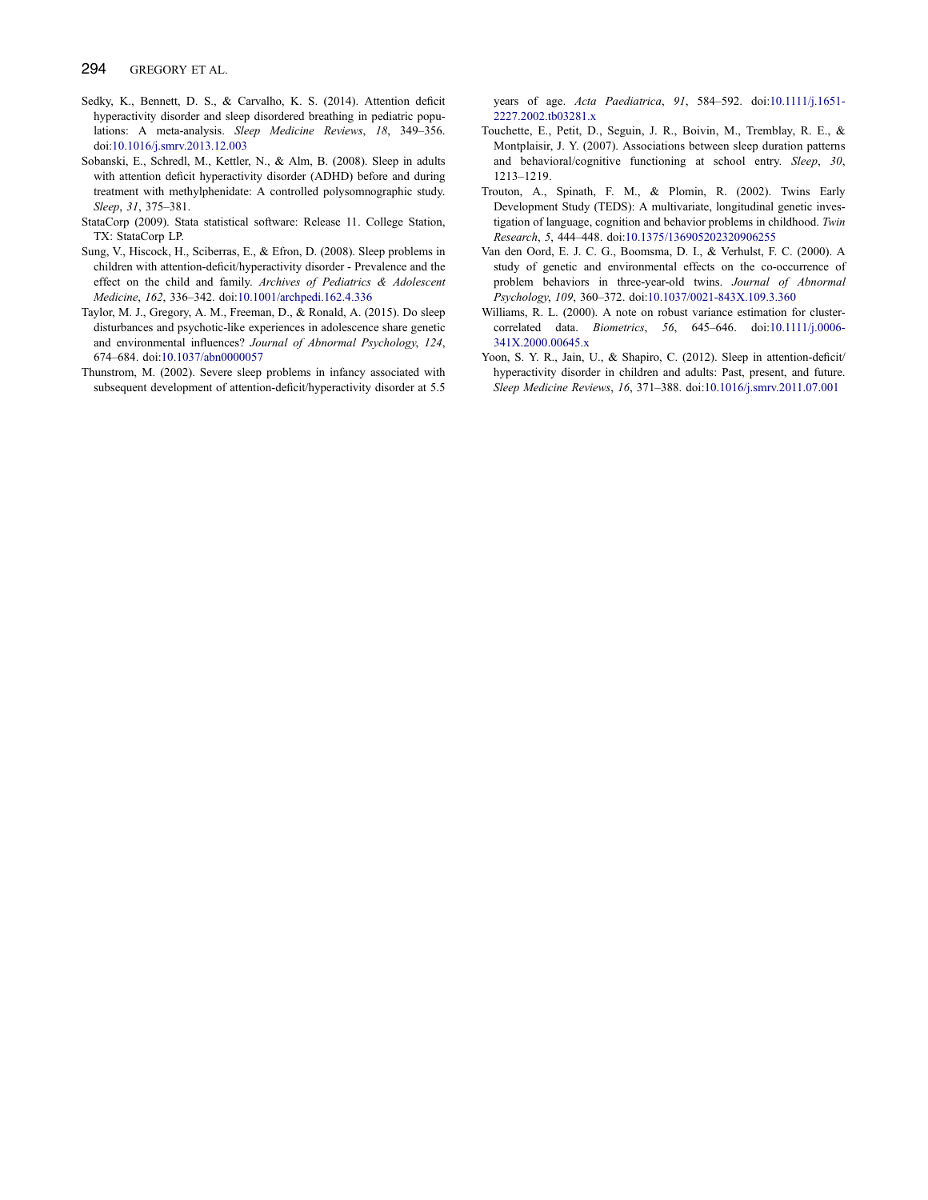Sedky, K., Bennett, D. S., & Carvalho, K. S. (2014). Attention deficit hyperactivity disorder and sleep disordered breathing in pediatric populations: A meta-analysis. *Sleep Medicine Reviews*, *18*, 349–356. doi:10.1016/j.smrv.2013.12.003

Sobanski, E., Schredl, M., Kettler, N., & Alm, B. (2008). Sleep in adults with attention deficit hyperactivity disorder (ADHD) before and during treatment with methylphenidate: A controlled polysomnographic study. *Sleep*, *31*, 375–381.

StataCorp (2009). Stata statistical software: Release 11. College Station, TX: StataCorp LP.

Sung, V., Hiscock, H., Sciberras, E., & Efron, D. (2008). Sleep problems in children with attention-deficit/hyperactivity disorder - Prevalence and the effect on the child and family. *Archives of Pediatrics & Adolescent Medicine*, *162*, 336–342. doi:10.1001/archpedi.162.4.336

Taylor, M. J., Gregory, A. M., Freeman, D., & Ronald, A. (2015). Do sleep disturbances and psychotic-like experiences in adolescence share genetic and environmental influences? *Journal of Abnormal Psychology*, *124*, 674–684. doi:10.1037/abn0000057

Thunstrom, M. (2002). Severe sleep problems in infancy associated with subsequent development of attention-deficit/hyperactivity disorder at 5.5 years of age. *Acta Paediatrica*, *91*, 584–592. doi:10.1111/j.1651-2227.2002.tb03281.x

Touchette, E., Petit, D., Seguin, J. R., Boivin, M., Tremblay, R. E., & Montplaisir, J. Y. (2007). Associations between sleep duration patterns and behavioral/cognitive functioning at school entry. *Sleep*, *30*, 1213–1219.

Trouton, A., Spinath, F. M., & Plomin, R. (2002). Twins Early Development Study (TEDS): A multivariate, longitudinal genetic investigation of language, cognition and behavior problems in childhood. *Twin Research*, *5*, 444–448. doi:10.1375/136905202320906255

Van den Oord, E. J. C. G., Boomsma, D. I., & Verhulst, F. C. (2000). A study of genetic and environmental effects on the co-occurrence of problem behaviors in three-year-old twins. *Journal of Abnormal Psychology*, *109*, 360–372. doi:10.1037/0021-843X.109.3.360

Williams, R. L. (2000). A note on robust variance estimation for cluster-correlated data. *Biometrics*, *56*, 645–646. doi:10.1111/j.0006-341X.2000.00645.x

Yoon, S. Y. R., Jain, U., & Shapiro, C. (2012). Sleep in attention-deficit/hyperactivity disorder in children and adults: Past, present, and future. *Sleep Medicine Reviews*, *16*, 371–388. doi:10.1016/j.smrv.2011.07.001